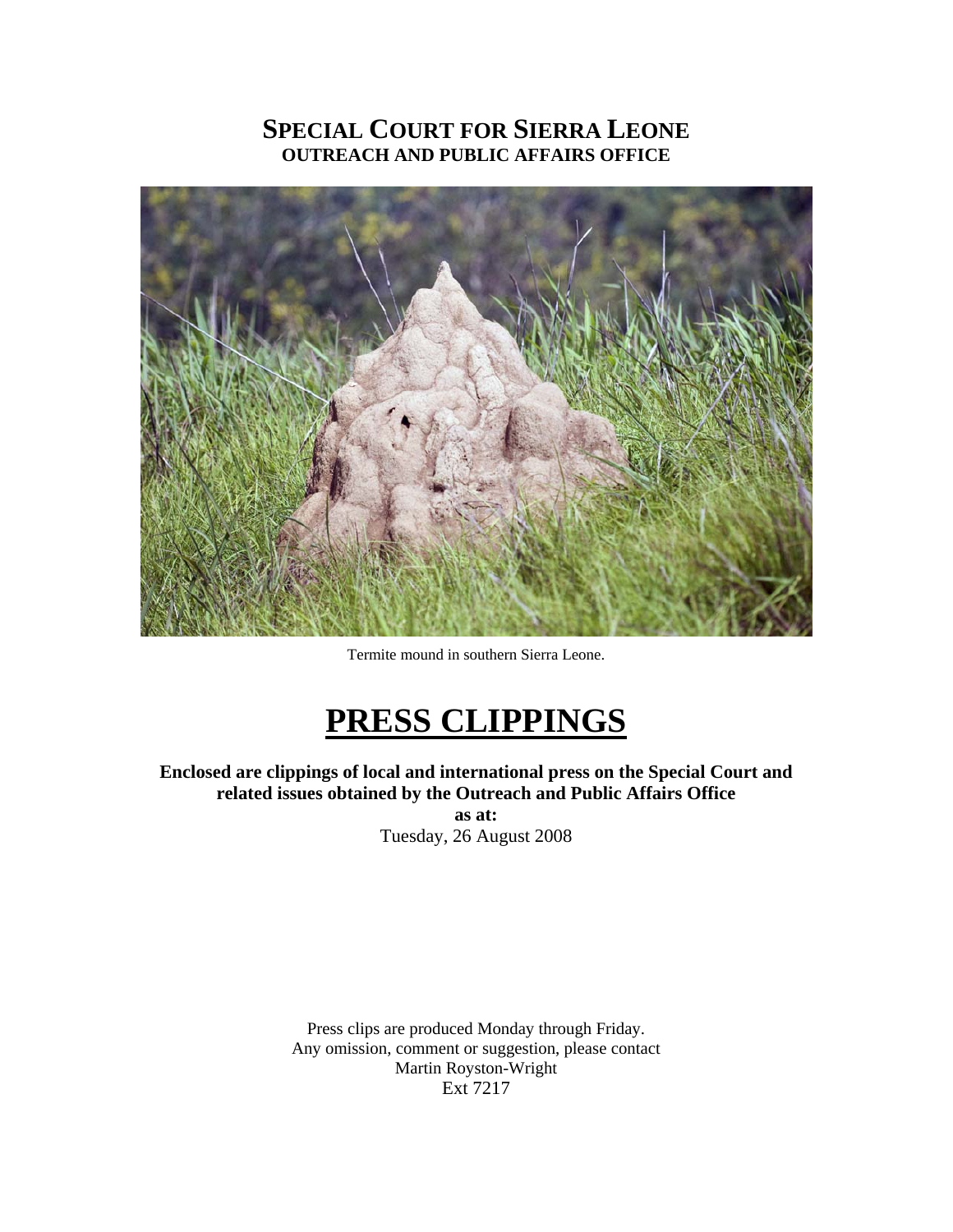# SPECIAL COURT FOR SIERRA LEONE
## OUTREACH AND PUBLIC AFFAIRS OFFICE

Termite mound in southern Sierra Leone.

# PRESS CLIPPINGS

**Enclosed are clippings of local and international press on the Special Court and related issues obtained by the Outreach and Public Affairs Office**
**as at:**
Tuesday, 26 August 2008

Press clips are produced Monday through Friday.
Any omission, comment or suggestion, please contact
Martin Royston-Wright
Ext 7217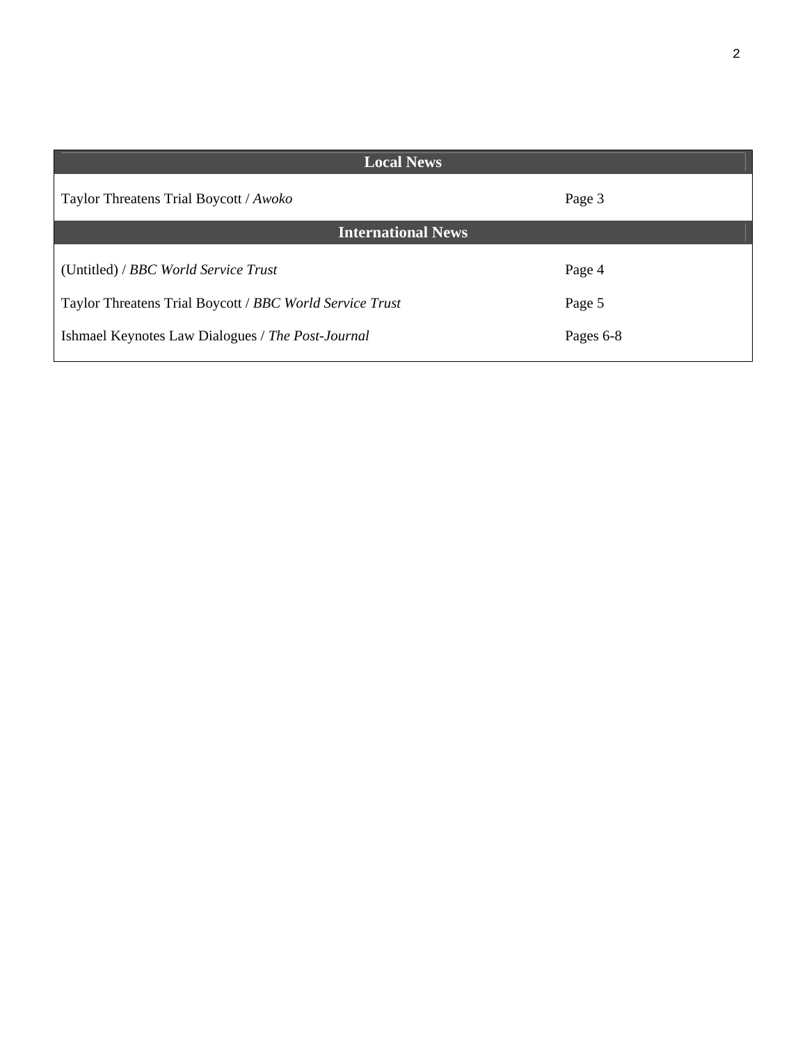| Local News | |
|---|---|
| Taylor Threatens Trial Boycott / *Awoko* | Page 3 |
| **International News** | |
| (Untitled) / *BBC World Service Trust* | Page 4 |
| Taylor Threatens Trial Boycott / *BBC World Service Trust* | Page 5 |
| Ishmael Keynotes Law Dialogues / *The Post-Journal* | Pages 6-8 |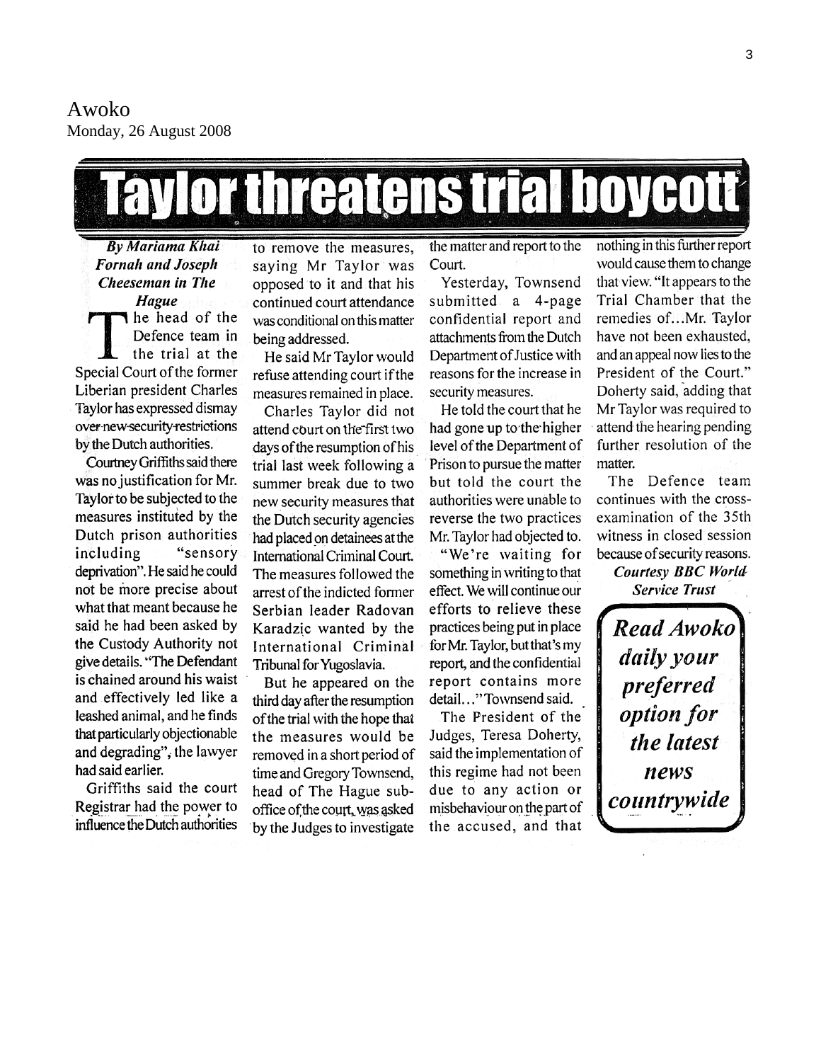Awoko
Monday, 26 August 2008

# Taylor threatens trial boycott

***By Mariama Khai Fornah and Joseph Cheeseman in The Hague***

The head of the Defence team in the trial at the Special Court of the former Liberian president Charles Taylor has expressed dismay over new security restrictions by the Dutch authorities.

Courtney Griffiths said there was no justification for Mr. Taylor to be subjected to the measures instituted by the Dutch prison authorities including "sensory deprivation". He said he could not be more precise about what that meant because he said he had been asked by the Custody Authority not give details. "The Defendant is chained around his waist and effectively led like a leashed animal, and he finds that particularly objectionable and degrading", the lawyer had said earlier.

Griffiths said the court Registrar had the power to influence the Dutch authorities to remove the measures, saying Mr Taylor was opposed to it and that his continued court attendance was conditional on this matter being addressed.

He said Mr Taylor would refuse attending court if the measures remained in place.

Charles Taylor did not attend court on the first two days of the resumption of his trial last week following a summer break due to two new security measures that the Dutch security agencies had placed on detainees at the International Criminal Court. The measures followed the arrest of the indicted former Serbian leader Radovan Karadzic wanted by the International Criminal Tribunal for Yugoslavia.

But he appeared on the third day after the resumption of the trial with the hope that the measures would be removed in a short period of time and Gregory Townsend, head of The Hague sub-office of the court, was asked by the Judges to investigate the matter and report to the Court.

Yesterday, Townsend submitted a 4-page confidential report and attachments from the Dutch Department of Justice with reasons for the increase in security measures.

He told the court that he had gone up to the higher level of the Department of Prison to pursue the matter but told the court the authorities were unable to reverse the two practices Mr. Taylor had objected to.

"We're waiting for something in writing to that effect. We will continue our efforts to relieve these practices being put in place for Mr. Taylor, but that's my report, and the confidential report contains more detail…" Townsend said.

The President of the Judges, Teresa Doherty, said the implementation of this regime had not been due to any action or misbehaviour on the part of the accused, and that nothing in this further report would cause them to change that view. "It appears to the Trial Chamber that the remedies of…Mr. Taylor have not been exhausted, and an appeal now lies to the President of the Court." Doherty said, adding that Mr Taylor was required to attend the hearing pending further resolution of the matter.

The Defence team continues with the cross-examination of the 35th witness in closed session because of security reasons.

***Courtesy BBC World Service Trust***

***Read Awoko daily your preferred option for the latest news countrywide***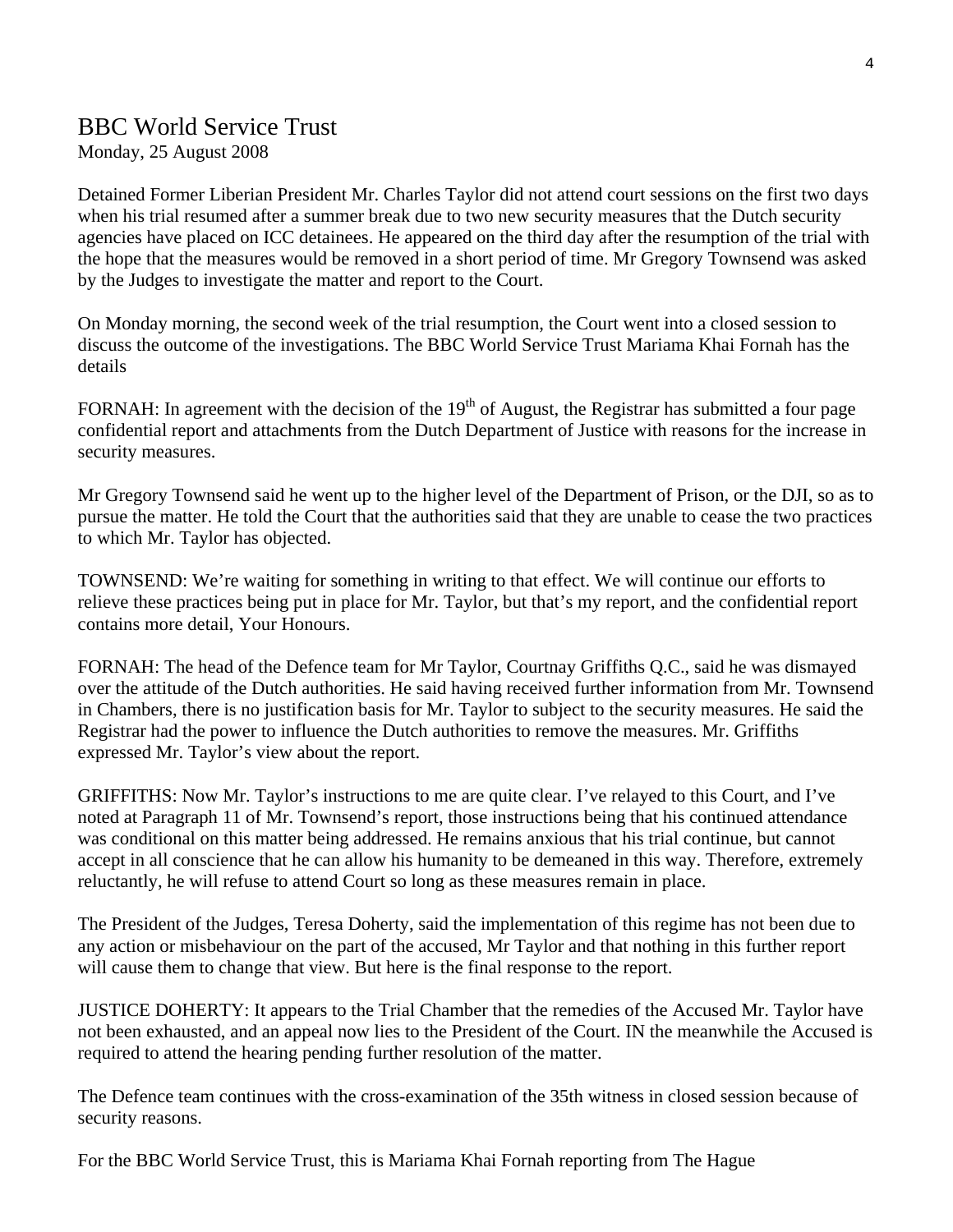# BBC World Service Trust

Monday, 25 August 2008

Detained Former Liberian President Mr. Charles Taylor did not attend court sessions on the first two days when his trial resumed after a summer break due to two new security measures that the Dutch security agencies have placed on ICC detainees. He appeared on the third day after the resumption of the trial with the hope that the measures would be removed in a short period of time. Mr Gregory Townsend was asked by the Judges to investigate the matter and report to the Court.

On Monday morning, the second week of the trial resumption, the Court went into a closed session to discuss the outcome of the investigations. The BBC World Service Trust Mariama Khai Fornah has the details

FORNAH: In agreement with the decision of the 19th of August, the Registrar has submitted a four page confidential report and attachments from the Dutch Department of Justice with reasons for the increase in security measures.

Mr Gregory Townsend said he went up to the higher level of the Department of Prison, or the DJI, so as to pursue the matter. He told the Court that the authorities said that they are unable to cease the two practices to which Mr. Taylor has objected.

TOWNSEND: We're waiting for something in writing to that effect. We will continue our efforts to relieve these practices being put in place for Mr. Taylor, but that's my report, and the confidential report contains more detail, Your Honours.

FORNAH: The head of the Defence team for Mr Taylor, Courtnay Griffiths Q.C., said he was dismayed over the attitude of the Dutch authorities. He said having received further information from Mr. Townsend in Chambers, there is no justification basis for Mr. Taylor to subject to the security measures. He said the Registrar had the power to influence the Dutch authorities to remove the measures. Mr. Griffiths expressed Mr. Taylor's view about the report.

GRIFFITHS: Now Mr. Taylor's instructions to me are quite clear. I've relayed to this Court, and I've noted at Paragraph 11 of Mr. Townsend's report, those instructions being that his continued attendance was conditional on this matter being addressed. He remains anxious that his trial continue, but cannot accept in all conscience that he can allow his humanity to be demeaned in this way. Therefore, extremely reluctantly, he will refuse to attend Court so long as these measures remain in place.

The President of the Judges, Teresa Doherty, said the implementation of this regime has not been due to any action or misbehaviour on the part of the accused, Mr Taylor and that nothing in this further report will cause them to change that view. But here is the final response to the report.

JUSTICE DOHERTY: It appears to the Trial Chamber that the remedies of the Accused Mr. Taylor have not been exhausted, and an appeal now lies to the President of the Court. IN the meanwhile the Accused is required to attend the hearing pending further resolution of the matter.

The Defence team continues with the cross-examination of the 35th witness in closed session because of security reasons.

For the BBC World Service Trust, this is Mariama Khai Fornah reporting from The Hague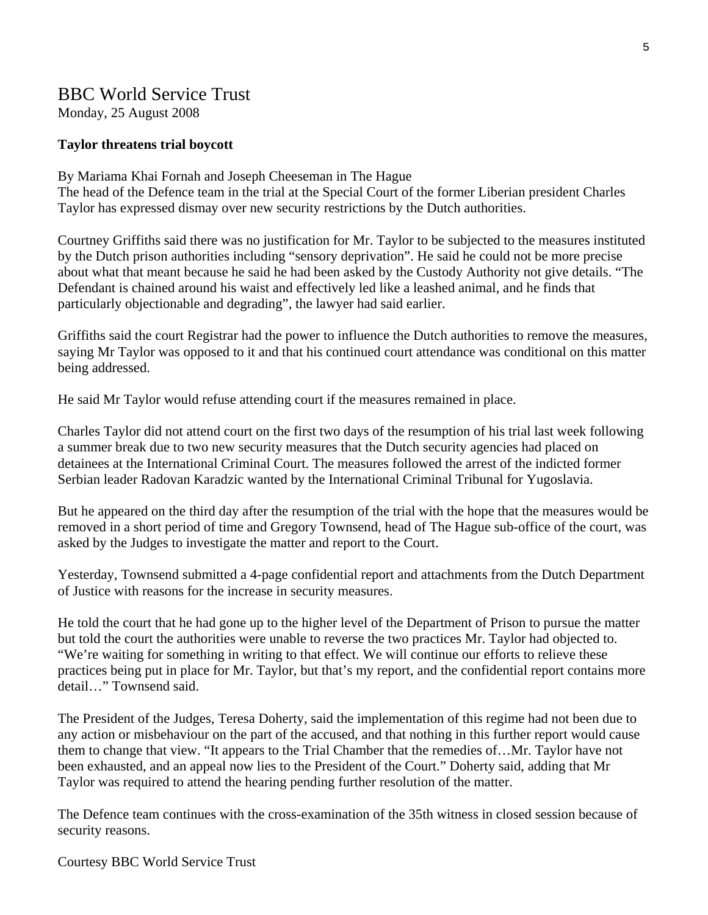# BBC World Service Trust

Monday, 25 August 2008

**Taylor threatens trial boycott**

By Mariama Khai Fornah and Joseph Cheeseman in The Hague
The head of the Defence team in the trial at the Special Court of the former Liberian president Charles Taylor has expressed dismay over new security restrictions by the Dutch authorities.

Courtney Griffiths said there was no justification for Mr. Taylor to be subjected to the measures instituted by the Dutch prison authorities including "sensory deprivation". He said he could not be more precise about what that meant because he said he had been asked by the Custody Authority not give details. "The Defendant is chained around his waist and effectively led like a leashed animal, and he finds that particularly objectionable and degrading", the lawyer had said earlier.

Griffiths said the court Registrar had the power to influence the Dutch authorities to remove the measures, saying Mr Taylor was opposed to it and that his continued court attendance was conditional on this matter being addressed.

He said Mr Taylor would refuse attending court if the measures remained in place.

Charles Taylor did not attend court on the first two days of the resumption of his trial last week following a summer break due to two new security measures that the Dutch security agencies had placed on detainees at the International Criminal Court. The measures followed the arrest of the indicted former Serbian leader Radovan Karadzic wanted by the International Criminal Tribunal for Yugoslavia.

But he appeared on the third day after the resumption of the trial with the hope that the measures would be removed in a short period of time and Gregory Townsend, head of The Hague sub-office of the court, was asked by the Judges to investigate the matter and report to the Court.

Yesterday, Townsend submitted a 4-page confidential report and attachments from the Dutch Department of Justice with reasons for the increase in security measures.

He told the court that he had gone up to the higher level of the Department of Prison to pursue the matter but told the court the authorities were unable to reverse the two practices Mr. Taylor had objected to. "We're waiting for something in writing to that effect. We will continue our efforts to relieve these practices being put in place for Mr. Taylor, but that's my report, and the confidential report contains more detail…" Townsend said.

The President of the Judges, Teresa Doherty, said the implementation of this regime had not been due to any action or misbehaviour on the part of the accused, and that nothing in this further report would cause them to change that view. "It appears to the Trial Chamber that the remedies of…Mr. Taylor have not been exhausted, and an appeal now lies to the President of the Court." Doherty said, adding that Mr Taylor was required to attend the hearing pending further resolution of the matter.

The Defence team continues with the cross-examination of the 35th witness in closed session because of security reasons.

Courtesy BBC World Service Trust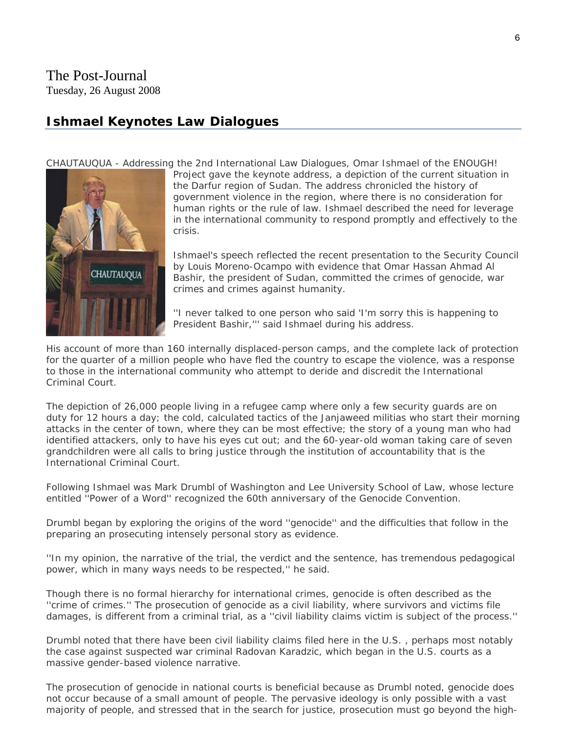The Post-Journal
Tuesday, 26 August 2008

## Ishmael Keynotes Law Dialogues

CHAUTAUQUA - Addressing the 2nd International Law Dialogues, Omar Ishmael of the ENOUGH! Project gave the keynote address, a depiction of the current situation in the Darfur region of Sudan. The address chronicled the history of government violence in the region, where there is no consideration for human rights or the rule of law. Ishmael described the need for leverage in the international community to respond promptly and effectively to the crisis.

Ishmael's speech reflected the recent presentation to the Security Council by Louis Moreno-Ocampo with evidence that Omar Hassan Ahmad Al Bashir, the president of Sudan, committed the crimes of genocide, war crimes and crimes against humanity.

''I never talked to one person who said 'I'm sorry this is happening to President Bashir,''' said Ishmael during his address.

His account of more than 160 internally displaced-person camps, and the complete lack of protection for the quarter of a million people who have fled the country to escape the violence, was a response to those in the international community who attempt to deride and discredit the International Criminal Court.

The depiction of 26,000 people living in a refugee camp where only a few security guards are on duty for 12 hours a day; the cold, calculated tactics of the Janjaweed militias who start their morning attacks in the center of town, where they can be most effective; the story of a young man who had identified attackers, only to have his eyes cut out; and the 60-year-old woman taking care of seven grandchildren were all calls to bring justice through the institution of accountability that is the International Criminal Court.

Following Ishmael was Mark Drumbl of Washington and Lee University School of Law, whose lecture entitled ''Power of a Word'' recognized the 60th anniversary of the Genocide Convention.

Drumbl began by exploring the origins of the word ''genocide'' and the difficulties that follow in the preparing an prosecuting intensely personal story as evidence.

''In my opinion, the narrative of the trial, the verdict and the sentence, has tremendous pedagogical power, which in many ways needs to be respected,'' he said.

Though there is no formal hierarchy for international crimes, genocide is often described as the ''crime of crimes.'' The prosecution of genocide as a civil liability, where survivors and victims file damages, is different from a criminal trial, as a ''civil liability claims victim is subject of the process.''

Drumbl noted that there have been civil liability claims filed here in the U.S. , perhaps most notably the case against suspected war criminal Radovan Karadzic, which began in the U.S. courts as a massive gender-based violence narrative.

The prosecution of genocide in national courts is beneficial because as Drumbl noted, genocide does not occur because of a small amount of people. The pervasive ideology is only possible with a vast majority of people, and stressed that in the search for justice, prosecution must go beyond the high-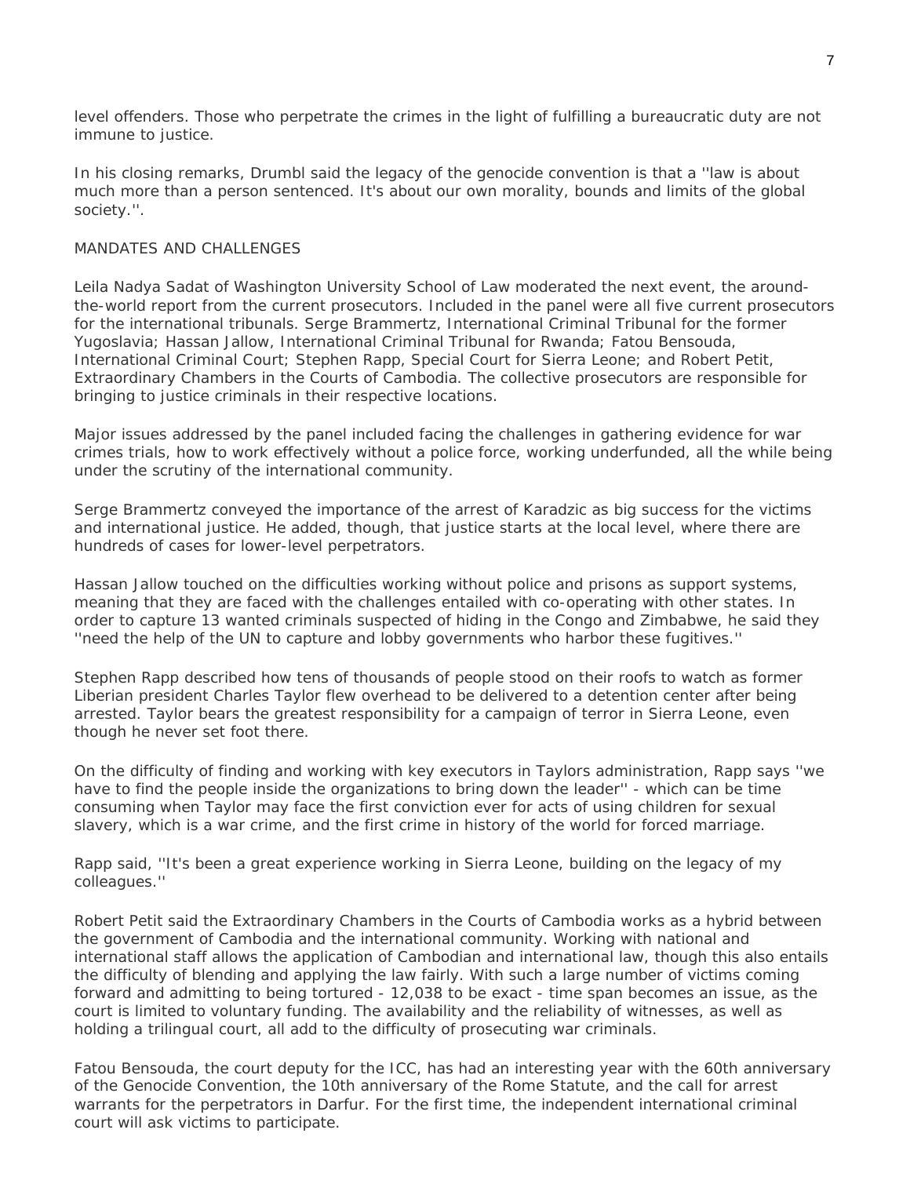level offenders. Those who perpetrate the crimes in the light of fulfilling a bureaucratic duty are not immune to justice.

In his closing remarks, Drumbl said the legacy of the genocide convention is that a ''law is about much more than a person sentenced. It's about our own morality, bounds and limits of the global society.''.

MANDATES AND CHALLENGES

Leila Nadya Sadat of Washington University School of Law moderated the next event, the around-the-world report from the current prosecutors. Included in the panel were all five current prosecutors for the international tribunals. Serge Brammertz, International Criminal Tribunal for the former Yugoslavia; Hassan Jallow, International Criminal Tribunal for Rwanda; Fatou Bensouda, International Criminal Court; Stephen Rapp, Special Court for Sierra Leone; and Robert Petit, Extraordinary Chambers in the Courts of Cambodia. The collective prosecutors are responsible for bringing to justice criminals in their respective locations.

Major issues addressed by the panel included facing the challenges in gathering evidence for war crimes trials, how to work effectively without a police force, working underfunded, all the while being under the scrutiny of the international community.

Serge Brammertz conveyed the importance of the arrest of Karadzic as big success for the victims and international justice. He added, though, that justice starts at the local level, where there are hundreds of cases for lower-level perpetrators.

Hassan Jallow touched on the difficulties working without police and prisons as support systems, meaning that they are faced with the challenges entailed with co-operating with other states. In order to capture 13 wanted criminals suspected of hiding in the Congo and Zimbabwe, he said they ''need the help of the UN to capture and lobby governments who harbor these fugitives.''

Stephen Rapp described how tens of thousands of people stood on their roofs to watch as former Liberian president Charles Taylor flew overhead to be delivered to a detention center after being arrested. Taylor bears the greatest responsibility for a campaign of terror in Sierra Leone, even though he never set foot there.

On the difficulty of finding and working with key executors in Taylors administration, Rapp says ''we have to find the people inside the organizations to bring down the leader'' - which can be time consuming when Taylor may face the first conviction ever for acts of using children for sexual slavery, which is a war crime, and the first crime in history of the world for forced marriage.

Rapp said, ''It's been a great experience working in Sierra Leone, building on the legacy of my colleagues.''

Robert Petit said the Extraordinary Chambers in the Courts of Cambodia works as a hybrid between the government of Cambodia and the international community. Working with national and international staff allows the application of Cambodian and international law, though this also entails the difficulty of blending and applying the law fairly. With such a large number of victims coming forward and admitting to being tortured - 12,038 to be exact - time span becomes an issue, as the court is limited to voluntary funding. The availability and the reliability of witnesses, as well as holding a trilingual court, all add to the difficulty of prosecuting war criminals.

Fatou Bensouda, the court deputy for the ICC, has had an interesting year with the 60th anniversary of the Genocide Convention, the 10th anniversary of the Rome Statute, and the call for arrest warrants for the perpetrators in Darfur. For the first time, the independent international criminal court will ask victims to participate.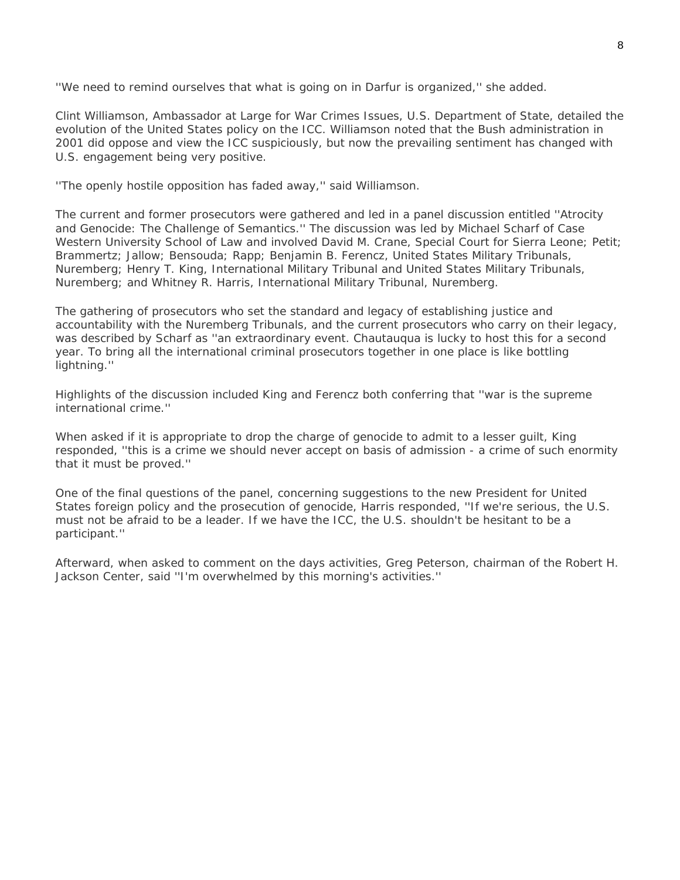''We need to remind ourselves that what is going on in Darfur is organized,'' she added.

Clint Williamson, Ambassador at Large for War Crimes Issues, U.S. Department of State, detailed the evolution of the United States policy on the ICC. Williamson noted that the Bush administration in 2001 did oppose and view the ICC suspiciously, but now the prevailing sentiment has changed with U.S. engagement being very positive.

''The openly hostile opposition has faded away,'' said Williamson.

The current and former prosecutors were gathered and led in a panel discussion entitled ''Atrocity and Genocide: The Challenge of Semantics.'' The discussion was led by Michael Scharf of Case Western University School of Law and involved David M. Crane, Special Court for Sierra Leone; Petit; Brammertz; Jallow; Bensouda; Rapp; Benjamin B. Ferencz, United States Military Tribunals, Nuremberg; Henry T. King, International Military Tribunal and United States Military Tribunals, Nuremberg; and Whitney R. Harris, International Military Tribunal, Nuremberg.

The gathering of prosecutors who set the standard and legacy of establishing justice and accountability with the Nuremberg Tribunals, and the current prosecutors who carry on their legacy, was described by Scharf as ''an extraordinary event. Chautauqua is lucky to host this for a second year. To bring all the international criminal prosecutors together in one place is like bottling lightning.''

Highlights of the discussion included King and Ferencz both conferring that ''war is the supreme international crime.''

When asked if it is appropriate to drop the charge of genocide to admit to a lesser guilt, King responded, ''this is a crime we should never accept on basis of admission - a crime of such enormity that it must be proved.''

One of the final questions of the panel, concerning suggestions to the new President for United States foreign policy and the prosecution of genocide, Harris responded, ''If we're serious, the U.S. must not be afraid to be a leader. If we have the ICC, the U.S. shouldn't be hesitant to be a participant.''

Afterward, when asked to comment on the days activities, Greg Peterson, chairman of the Robert H. Jackson Center, said ''I'm overwhelmed by this morning's activities.''